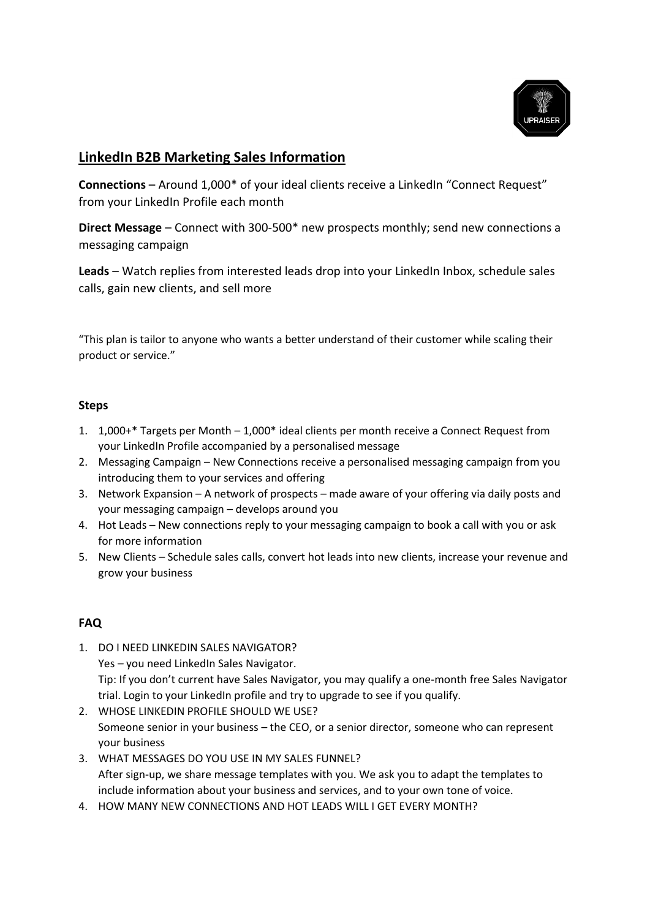## LinkedIn B2B Marketing Sales Information

**Connections** – Around 1,000* of your ideal clients receive a LinkedIn "Connect Request" from your LinkedIn Profile each month

**Direct Message** – Connect with 300-500* new prospects monthly; send new connections a messaging campaign

**Leads** – Watch replies from interested leads drop into your LinkedIn Inbox, schedule sales calls, gain new clients, and sell more

"This plan is tailor to anyone who wants a better understand of their customer while scaling their product or service."

### Steps

1. 1,000+* Targets per Month – 1,000* ideal clients per month receive a Connect Request from your LinkedIn Profile accompanied by a personalised message
2. Messaging Campaign – New Connections receive a personalised messaging campaign from you introducing them to your services and offering
3. Network Expansion – A network of prospects – made aware of your offering via daily posts and your messaging campaign – develops around you
4. Hot Leads – New connections reply to your messaging campaign to book a call with you or ask for more information
5. New Clients – Schedule sales calls, convert hot leads into new clients, increase your revenue and grow your business

### FAQ

1. DO I NEED LINKEDIN SALES NAVIGATOR?
   Yes – you need LinkedIn Sales Navigator.
   Tip: If you don't current have Sales Navigator, you may qualify a one-month free Sales Navigator trial. Login to your LinkedIn profile and try to upgrade to see if you qualify.
2. WHOSE LINKEDIN PROFILE SHOULD WE USE?
   Someone senior in your business – the CEO, or a senior director, someone who can represent your business
3. WHAT MESSAGES DO YOU USE IN MY SALES FUNNEL?
   After sign-up, we share message templates with you. We ask you to adapt the templates to include information about your business and services, and to your own tone of voice.
4. HOW MANY NEW CONNECTIONS AND HOT LEADS WILL I GET EVERY MONTH?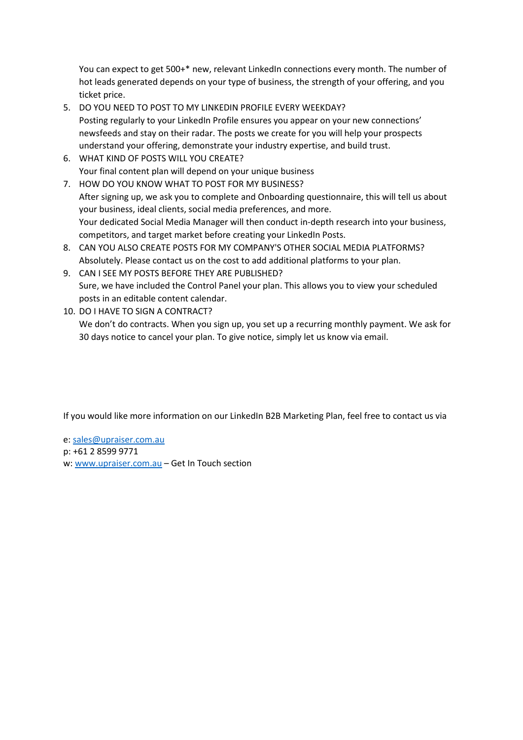You can expect to get 500+* new, relevant LinkedIn connections every month. The number of hot leads generated depends on your type of business, the strength of your offering, and you ticket price.

5. DO YOU NEED TO POST TO MY LINKEDIN PROFILE EVERY WEEKDAY?
   Posting regularly to your LinkedIn Profile ensures you appear on your new connections' newsfeeds and stay on their radar. The posts we create for you will help your prospects understand your offering, demonstrate your industry expertise, and build trust.
6. WHAT KIND OF POSTS WILL YOU CREATE?
   Your final content plan will depend on your unique business
7. HOW DO YOU KNOW WHAT TO POST FOR MY BUSINESS?
   After signing up, we ask you to complete and Onboarding questionnaire, this will tell us about your business, ideal clients, social media preferences, and more.
   Your dedicated Social Media Manager will then conduct in-depth research into your business, competitors, and target market before creating your LinkedIn Posts.
8. CAN YOU ALSO CREATE POSTS FOR MY COMPANY'S OTHER SOCIAL MEDIA PLATFORMS?
   Absolutely. Please contact us on the cost to add additional platforms to your plan.
9. CAN I SEE MY POSTS BEFORE THEY ARE PUBLISHED?
   Sure, we have included the Control Panel your plan. This allows you to view your scheduled posts in an editable content calendar.
10. DO I HAVE TO SIGN A CONTRACT?
    We don't do contracts. When you sign up, you set up a recurring monthly payment. We ask for 30 days notice to cancel your plan. To give notice, simply let us know via email.

If you would like more information on our LinkedIn B2B Marketing Plan, feel free to contact us via

e: [sales@upraiser.com.au](mailto:sales@upraiser.com.au)
p: +61 2 8599 9771
w: [www.upraiser.com.au](http://www.upraiser.com.au) – Get In Touch section